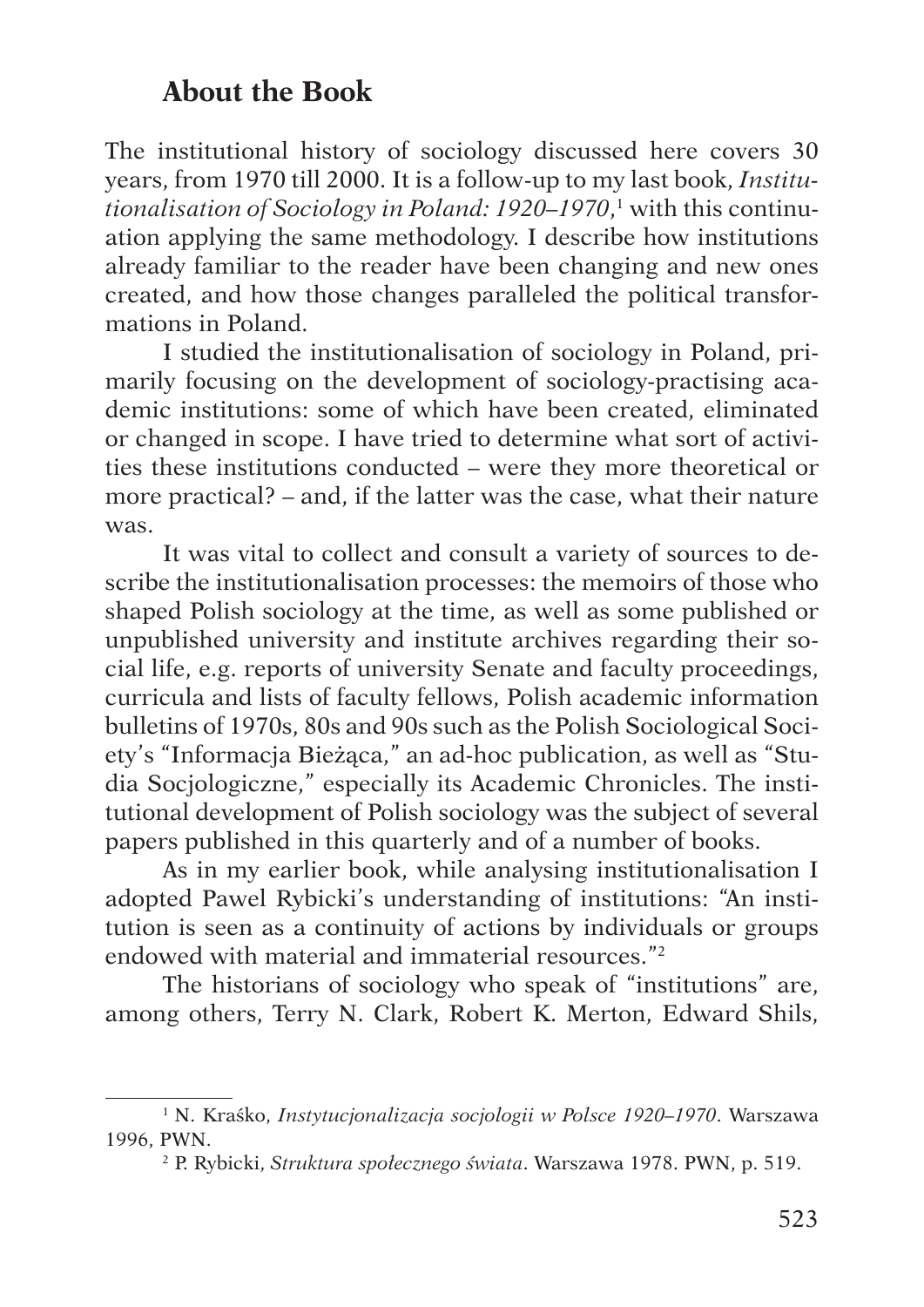## About the Book

The institutional history of sociology discussed here covers 30 years, from 1970 till 2000. It is a follow-up to my last book, *Institutionalisation of Sociology in Poland: 1920–1970*,[1] with this continuation applying the same methodology. I describe how institutions already familiar to the reader have been changing and new ones created, and how those changes paralleled the political transformations in Poland.

I studied the institutionalisation of sociology in Poland, primarily focusing on the development of sociology-practising academic institutions: some of which have been created, eliminated or changed in scope. I have tried to determine what sort of activities these institutions conducted – were they more theoretical or more practical? – and, if the latter was the case, what their nature was.

It was vital to collect and consult a variety of sources to describe the institutionalisation processes: the memoirs of those who shaped Polish sociology at the time, as well as some published or unpublished university and institute archives regarding their social life, e.g. reports of university Senate and faculty proceedings, curricula and lists of faculty fellows, Polish academic information bulletins of 1970s, 80s and 90s such as the Polish Sociological Society's "Informacja Bieżąca," an ad-hoc publication, as well as "Studia Socjologiczne," especially its Academic Chronicles. The institutional development of Polish sociology was the subject of several papers published in this quarterly and of a number of books.

As in my earlier book, while analysing institutionalisation I adopted Pawel Rybicki's understanding of institutions: "An institution is seen as a continuity of actions by individuals or groups endowed with material and immaterial resources."[2]

The historians of sociology who speak of "institutions" are, among others, Terry N. Clark, Robert K. Merton, Edward Shils,

---

[1] N. Kraśko, *Instytucjonalizacja socjologii w Polsce 1920–1970*. Warszawa 1996, PWN.

[2] P. Rybicki, *Struktura społecznego świata*. Warszawa 1978. PWN, p. 519.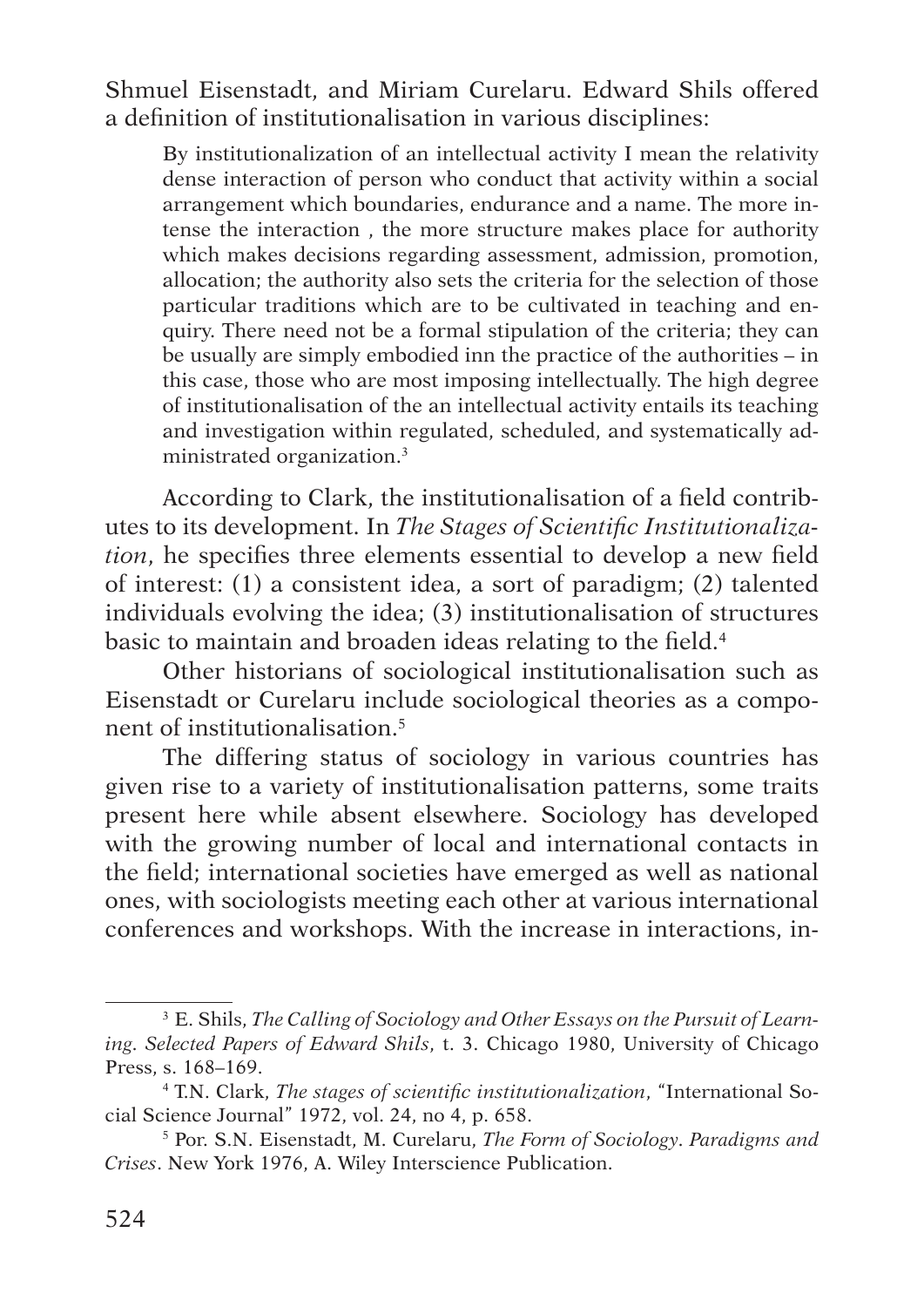Shmuel Eisenstadt, and Miriam Curelaru. Edward Shils offered a definition of institutionalisation in various disciplines:

> By institutionalization of an intellectual activity I mean the relativity dense interaction of person who conduct that activity within a social arrangement which boundaries, endurance and a name. The more intense the interaction , the more structure makes place for authority which makes decisions regarding assessment, admission, promotion, allocation; the authority also sets the criteria for the selection of those particular traditions which are to be cultivated in teaching and enquiry. There need not be a formal stipulation of the criteria; they can be usually are simply embodied inn the practice of the authorities – in this case, those who are most imposing intellectually. The high degree of institutionalisation of the an intellectual activity entails its teaching and investigation within regulated, scheduled, and systematically administrated organization.[3]

According to Clark, the institutionalisation of a field contributes to its development. In *The Stages of Scientific Institutionalization*, he specifies three elements essential to develop a new field of interest: (1) a consistent idea, a sort of paradigm; (2) talented individuals evolving the idea; (3) institutionalisation of structures basic to maintain and broaden ideas relating to the field.[4]

Other historians of sociological institutionalisation such as Eisenstadt or Curelaru include sociological theories as a component of institutionalisation.[5]

The differing status of sociology in various countries has given rise to a variety of institutionalisation patterns, some traits present here while absent elsewhere. Sociology has developed with the growing number of local and international contacts in the field; international societies have emerged as well as national ones, with sociologists meeting each other at various international conferences and workshops. With the increase in interactions, in-

---

[3] E. Shils, *The Calling of Sociology and Other Essays on the Pursuit of Learning. Selected Papers of Edward Shils*, t. 3. Chicago 1980, University of Chicago Press, s. 168–169.

[4] T.N. Clark, *The stages of scientific institutionalization*, "International Social Science Journal" 1972, vol. 24, no 4, p. 658.

[5] Por. S.N. Eisenstadt, M. Curelaru, *The Form of Sociology. Paradigms and Crises*. New York 1976, A. Wiley Interscience Publication.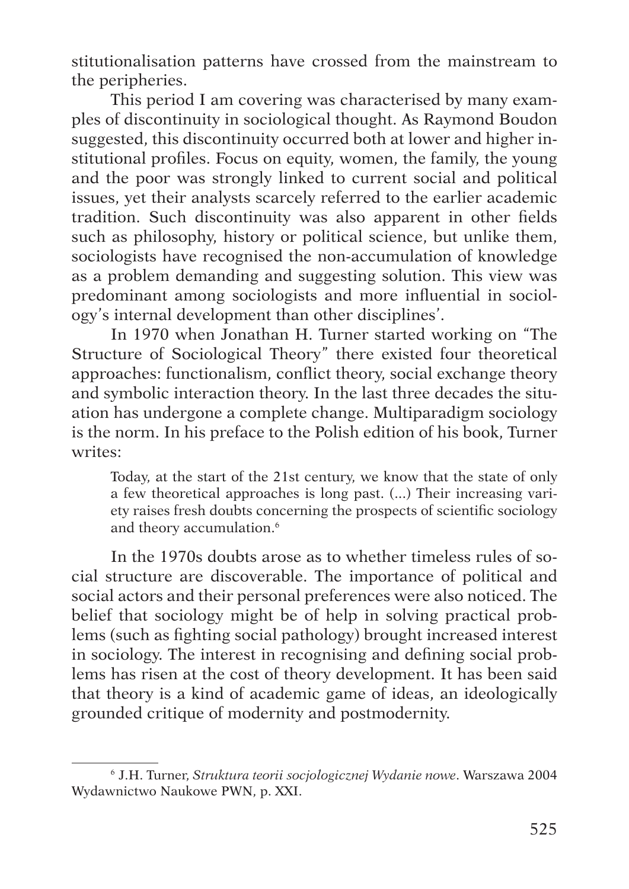stitutionalisation patterns have crossed from the mainstream to the peripheries.

This period I am covering was characterised by many examples of discontinuity in sociological thought. As Raymond Boudon suggested, this discontinuity occurred both at lower and higher institutional profiles. Focus on equity, women, the family, the young and the poor was strongly linked to current social and political issues, yet their analysts scarcely referred to the earlier academic tradition. Such discontinuity was also apparent in other fields such as philosophy, history or political science, but unlike them, sociologists have recognised the non-accumulation of knowledge as a problem demanding and suggesting solution. This view was predominant among sociologists and more influential in sociology's internal development than other disciplines'.

In 1970 when Jonathan H. Turner started working on "The Structure of Sociological Theory" there existed four theoretical approaches: functionalism, conflict theory, social exchange theory and symbolic interaction theory. In the last three decades the situation has undergone a complete change. Multiparadigm sociology is the norm. In his preface to the Polish edition of his book, Turner writes:

> Today, at the start of the 21st century, we know that the state of only a few theoretical approaches is long past. (...) Their increasing variety raises fresh doubts concerning the prospects of scientific sociology and theory accumulation.[6]

In the 1970s doubts arose as to whether timeless rules of social structure are discoverable. The importance of political and social actors and their personal preferences were also noticed. The belief that sociology might be of help in solving practical problems (such as fighting social pathology) brought increased interest in sociology. The interest in recognising and defining social problems has risen at the cost of theory development. It has been said that theory is a kind of academic game of ideas, an ideologically grounded critique of modernity and postmodernity.

---

[6] J.H. Turner, *Struktura teorii socjologicznej Wydanie nowe*. Warszawa 2004 Wydawnictwo Naukowe PWN, p. XXI.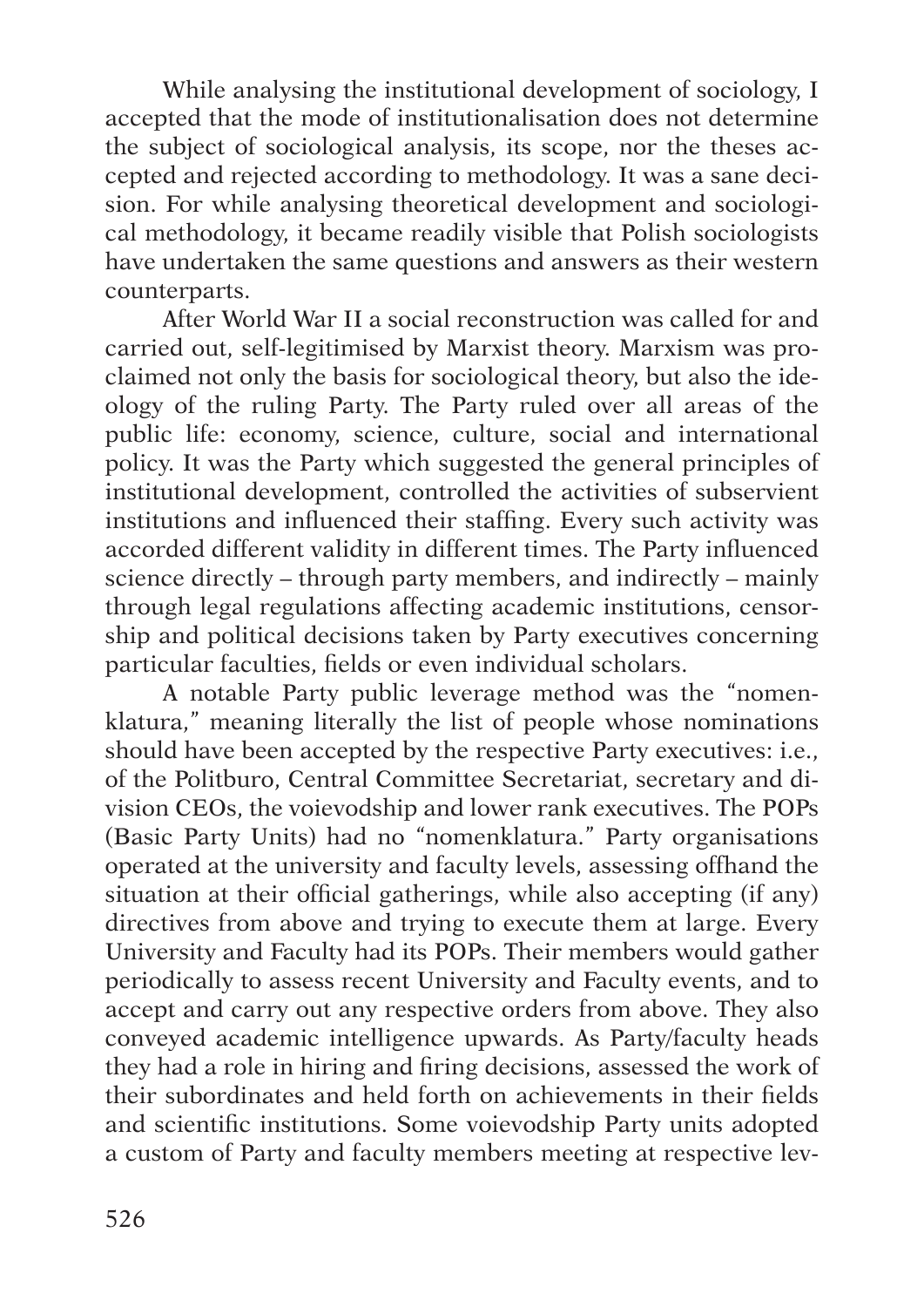While analysing the institutional development of sociology, I accepted that the mode of institutionalisation does not determine the subject of sociological analysis, its scope, nor the theses accepted and rejected according to methodology. It was a sane decision. For while analysing theoretical development and sociological methodology, it became readily visible that Polish sociologists have undertaken the same questions and answers as their western counterparts.

After World War II a social reconstruction was called for and carried out, self-legitimised by Marxist theory. Marxism was proclaimed not only the basis for sociological theory, but also the ideology of the ruling Party. The Party ruled over all areas of the public life: economy, science, culture, social and international policy. It was the Party which suggested the general principles of institutional development, controlled the activities of subservient institutions and influenced their staffing. Every such activity was accorded different validity in different times. The Party influenced science directly – through party members, and indirectly – mainly through legal regulations affecting academic institutions, censorship and political decisions taken by Party executives concerning particular faculties, fields or even individual scholars.

A notable Party public leverage method was the "nomenklatura," meaning literally the list of people whose nominations should have been accepted by the respective Party executives: i.e., of the Politburo, Central Committee Secretariat, secretary and division CEOs, the voievodship and lower rank executives. The POPs (Basic Party Units) had no "nomenklatura." Party organisations operated at the university and faculty levels, assessing offhand the situation at their official gatherings, while also accepting (if any) directives from above and trying to execute them at large. Every University and Faculty had its POPs. Their members would gather periodically to assess recent University and Faculty events, and to accept and carry out any respective orders from above. They also conveyed academic intelligence upwards. As Party/faculty heads they had a role in hiring and firing decisions, assessed the work of their subordinates and held forth on achievements in their fields and scientific institutions. Some voievodship Party units adopted a custom of Party and faculty members meeting at respective lev-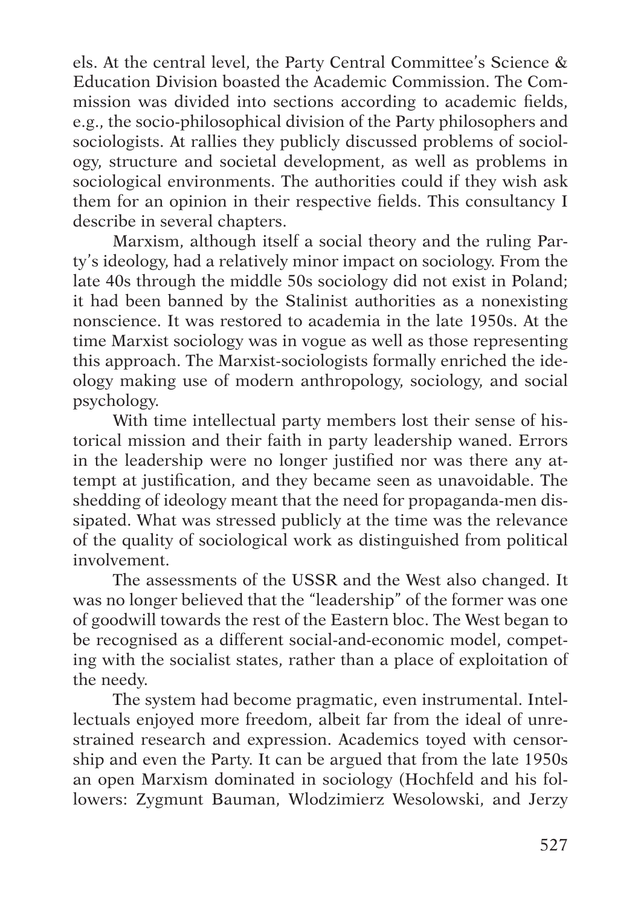els. At the central level, the Party Central Committee's Science & Education Division boasted the Academic Commission. The Commission was divided into sections according to academic fields, e.g., the socio-philosophical division of the Party philosophers and sociologists. At rallies they publicly discussed problems of sociology, structure and societal development, as well as problems in sociological environments. The authorities could if they wish ask them for an opinion in their respective fields. This consultancy I describe in several chapters.

Marxism, although itself a social theory and the ruling Party's ideology, had a relatively minor impact on sociology. From the late 40s through the middle 50s sociology did not exist in Poland; it had been banned by the Stalinist authorities as a nonexisting nonscience. It was restored to academia in the late 1950s. At the time Marxist sociology was in vogue as well as those representing this approach. The Marxist-sociologists formally enriched the ideology making use of modern anthropology, sociology, and social psychology.

With time intellectual party members lost their sense of historical mission and their faith in party leadership waned. Errors in the leadership were no longer justified nor was there any attempt at justification, and they became seen as unavoidable. The shedding of ideology meant that the need for propaganda-men dissipated. What was stressed publicly at the time was the relevance of the quality of sociological work as distinguished from political involvement.

The assessments of the USSR and the West also changed. It was no longer believed that the "leadership" of the former was one of goodwill towards the rest of the Eastern bloc. The West began to be recognised as a different social-and-economic model, competing with the socialist states, rather than a place of exploitation of the needy.

The system had become pragmatic, even instrumental. Intellectuals enjoyed more freedom, albeit far from the ideal of unrestrained research and expression. Academics toyed with censorship and even the Party. It can be argued that from the late 1950s an open Marxism dominated in sociology (Hochfeld and his followers: Zygmunt Bauman, Wlodzimierz Wesolowski, and Jerzy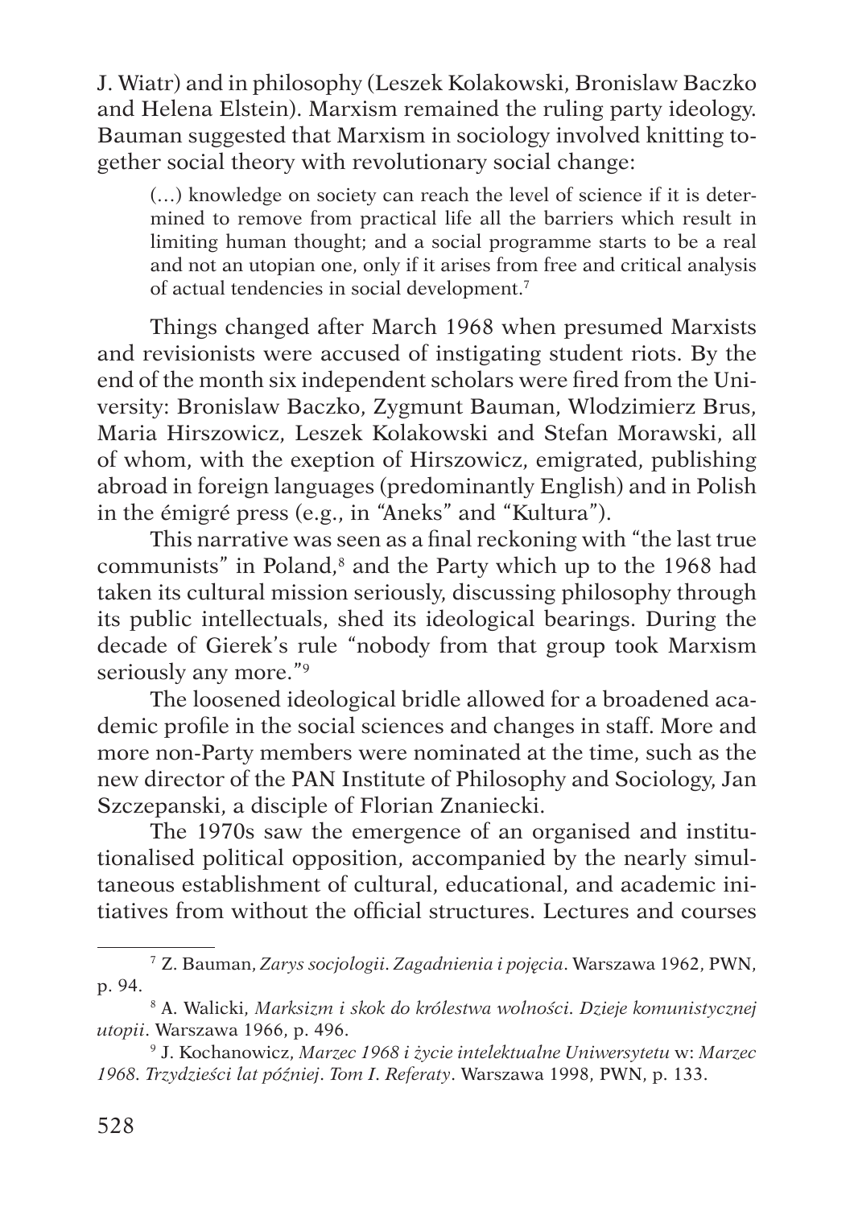J. Wiatr) and in philosophy (Leszek Kolakowski, Bronislaw Baczko and Helena Elstein). Marxism remained the ruling party ideology. Bauman suggested that Marxism in sociology involved knitting together social theory with revolutionary social change:

> (…) knowledge on society can reach the level of science if it is determined to remove from practical life all the barriers which result in limiting human thought; and a social programme starts to be a real and not an utopian one, only if it arises from free and critical analysis of actual tendencies in social development.[7]

Things changed after March 1968 when presumed Marxists and revisionists were accused of instigating student riots. By the end of the month six independent scholars were fired from the University: Bronislaw Baczko, Zygmunt Bauman, Wlodzimierz Brus, Maria Hirszowicz, Leszek Kolakowski and Stefan Morawski, all of whom, with the exeption of Hirszowicz, emigrated, publishing abroad in foreign languages (predominantly English) and in Polish in the émigré press (e.g., in "Aneks" and "Kultura").

This narrative was seen as a final reckoning with "the last true communists" in Poland,[8] and the Party which up to the 1968 had taken its cultural mission seriously, discussing philosophy through its public intellectuals, shed its ideological bearings. During the decade of Gierek's rule "nobody from that group took Marxism seriously any more."[9]

The loosened ideological bridle allowed for a broadened academic profile in the social sciences and changes in staff. More and more non-Party members were nominated at the time, such as the new director of the PAN Institute of Philosophy and Sociology, Jan Szczepanski, a disciple of Florian Znaniecki.

The 1970s saw the emergence of an organised and institutionalised political opposition, accompanied by the nearly simultaneous establishment of cultural, educational, and academic initiatives from without the official structures. Lectures and courses

---

[7] Z. Bauman, *Zarys socjologii. Zagadnienia i pojęcia*. Warszawa 1962, PWN, p. 94.

[8] A. Walicki, *Marksizm i skok do królestwa wolności. Dzieje komunistycznej utopii*. Warszawa 1966, p. 496.

[9] J. Kochanowicz, *Marzec 1968 i życie intelektualne Uniwersytetu* w: *Marzec 1968. Trzydzieści lat później. Tom I. Referaty*. Warszawa 1998, PWN, p. 133.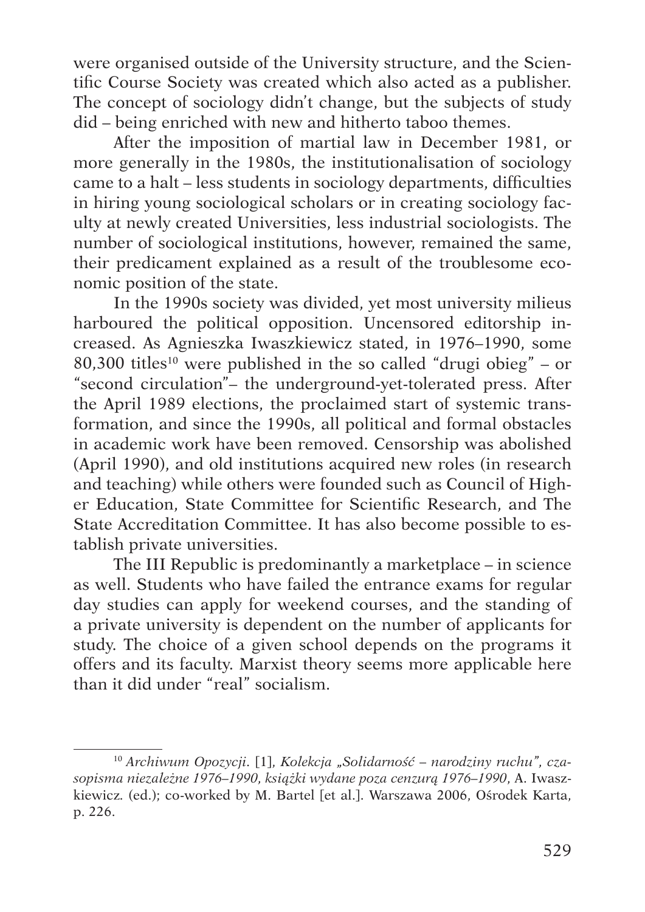were organised outside of the University structure, and the Scientific Course Society was created which also acted as a publisher. The concept of sociology didn't change, but the subjects of study did – being enriched with new and hitherto taboo themes.

After the imposition of martial law in December 1981, or more generally in the 1980s, the institutionalisation of sociology came to a halt – less students in sociology departments, difficulties in hiring young sociological scholars or in creating sociology faculty at newly created Universities, less industrial sociologists. The number of sociological institutions, however, remained the same, their predicament explained as a result of the troublesome economic position of the state.

In the 1990s society was divided, yet most university milieus harboured the political opposition. Uncensored editorship increased. As Agnieszka Iwaszkiewicz stated, in 1976–1990, some 80,300 titles[10] were published in the so called "drugi obieg" – or "second circulation"– the underground-yet-tolerated press. After the April 1989 elections, the proclaimed start of systemic transformation, and since the 1990s, all political and formal obstacles in academic work have been removed. Censorship was abolished (April 1990), and old institutions acquired new roles (in research and teaching) while others were founded such as Council of Higher Education, State Committee for Scientific Research, and The State Accreditation Committee. It has also become possible to establish private universities.

The III Republic is predominantly a marketplace – in science as well. Students who have failed the entrance exams for regular day studies can apply for weekend courses, and the standing of a private university is dependent on the number of applicants for study. The choice of a given school depends on the programs it offers and its faculty. Marxist theory seems more applicable here than it did under "real" socialism.

---

[10] *Archiwum Opozycji*. [1], *Kolekcja „Solidarność – narodziny ruchu", czasopisma niezależne 1976–1990, książki wydane poza cenzurą 1976–1990*, A. Iwaszkiewicz. (ed.); co-worked by M. Bartel [et al.]. Warszawa 2006, Ośrodek Karta, p. 226.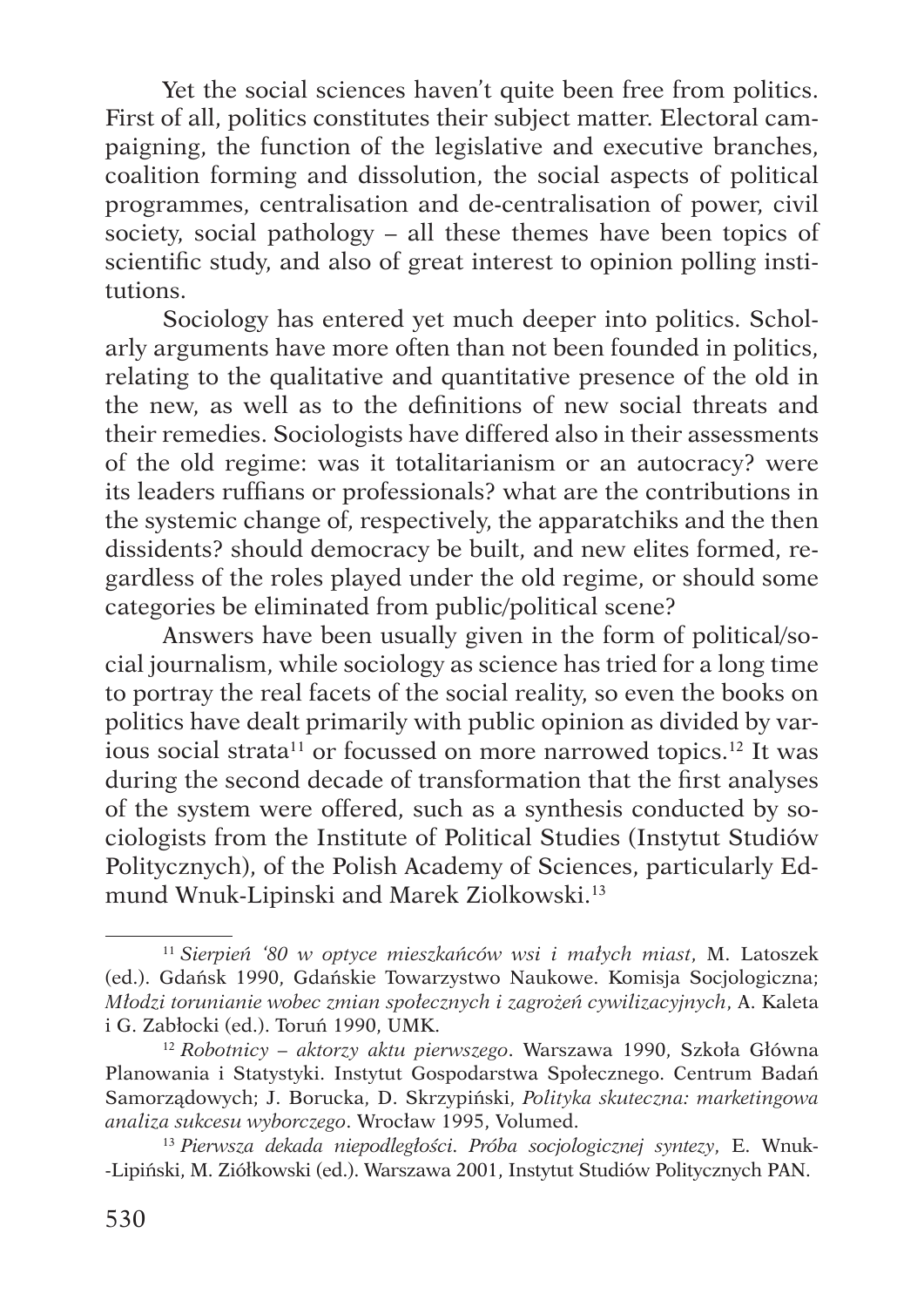Yet the social sciences haven't quite been free from politics. First of all, politics constitutes their subject matter. Electoral campaigning, the function of the legislative and executive branches, coalition forming and dissolution, the social aspects of political programmes, centralisation and de-centralisation of power, civil society, social pathology – all these themes have been topics of scientific study, and also of great interest to opinion polling institutions.

Sociology has entered yet much deeper into politics. Scholarly arguments have more often than not been founded in politics, relating to the qualitative and quantitative presence of the old in the new, as well as to the definitions of new social threats and their remedies. Sociologists have differed also in their assessments of the old regime: was it totalitarianism or an autocracy? were its leaders ruffians or professionals? what are the contributions in the systemic change of, respectively, the apparatchiks and the then dissidents? should democracy be built, and new elites formed, regardless of the roles played under the old regime, or should some categories be eliminated from public/political scene?

Answers have been usually given in the form of political/social journalism, while sociology as science has tried for a long time to portray the real facets of the social reality, so even the books on politics have dealt primarily with public opinion as divided by various social strata[11] or focussed on more narrowed topics.[12] It was during the second decade of transformation that the first analyses of the system were offered, such as a synthesis conducted by sociologists from the Institute of Political Studies (Instytut Studiów Politycznych), of the Polish Academy of Sciences, particularly Edmund Wnuk-Lipinski and Marek Ziolkowski.[13]

---

[11] *Sierpień '80 w optyce mieszkańców wsi i małych miast*, M. Latoszek (ed.). Gdańsk 1990, Gdańskie Towarzystwo Naukowe. Komisja Socjologiczna; *Młodzi torunianie wobec zmian społecznych i zagrożeń cywilizacyjnych*, A. Kaleta i G. Zabłocki (ed.). Toruń 1990, UMK.

[12] *Robotnicy – aktorzy aktu pierwszego*. Warszawa 1990, Szkoła Główna Planowania i Statystyki. Instytut Gospodarstwa Społecznego. Centrum Badań Samorządowych; J. Borucka, D. Skrzypiński, *Polityka skuteczna: marketingowa analiza sukcesu wyborczego*. Wrocław 1995, Volumed.

[13] *Pierwsza dekada niepodległości. Próba socjologicznej syntezy*, E. Wnuk-Lipiński, M. Ziółkowski (ed.). Warszawa 2001, Instytut Studiów Politycznych PAN.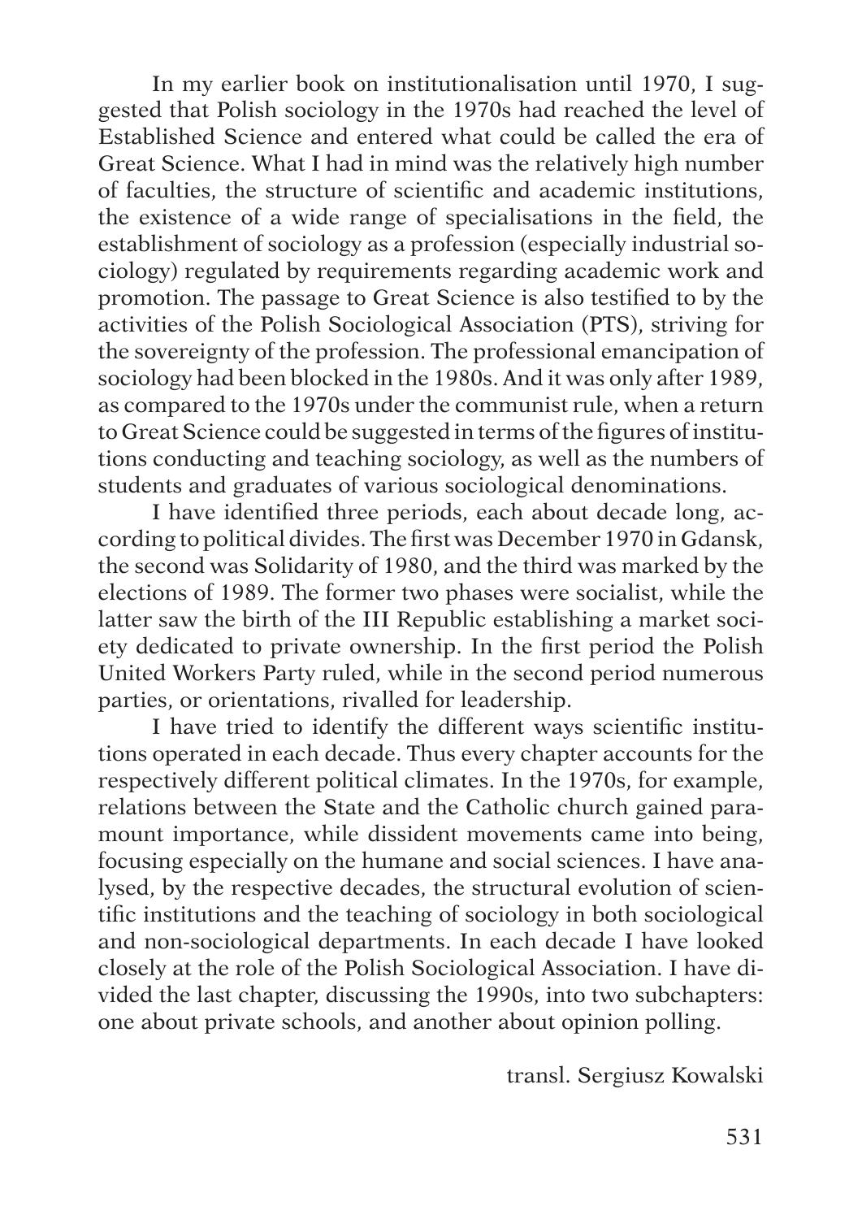In my earlier book on institutionalisation until 1970, I suggested that Polish sociology in the 1970s had reached the level of Established Science and entered what could be called the era of Great Science. What I had in mind was the relatively high number of faculties, the structure of scientific and academic institutions, the existence of a wide range of specialisations in the field, the establishment of sociology as a profession (especially industrial sociology) regulated by requirements regarding academic work and promotion. The passage to Great Science is also testified to by the activities of the Polish Sociological Association (PTS), striving for the sovereignty of the profession. The professional emancipation of sociology had been blocked in the 1980s. And it was only after 1989, as compared to the 1970s under the communist rule, when a return to Great Science could be suggested in terms of the figures of institutions conducting and teaching sociology, as well as the numbers of students and graduates of various sociological denominations.

I have identified three periods, each about decade long, according to political divides. The first was December 1970 in Gdansk, the second was Solidarity of 1980, and the third was marked by the elections of 1989. The former two phases were socialist, while the latter saw the birth of the III Republic establishing a market society dedicated to private ownership. In the first period the Polish United Workers Party ruled, while in the second period numerous parties, or orientations, rivalled for leadership.

I have tried to identify the different ways scientific institutions operated in each decade. Thus every chapter accounts for the respectively different political climates. In the 1970s, for example, relations between the State and the Catholic church gained paramount importance, while dissident movements came into being, focusing especially on the humane and social sciences. I have analysed, by the respective decades, the structural evolution of scientific institutions and the teaching of sociology in both sociological and non-sociological departments. In each decade I have looked closely at the role of the Polish Sociological Association. I have divided the last chapter, discussing the 1990s, into two subchapters: one about private schools, and another about opinion polling.

transl. Sergiusz Kowalski